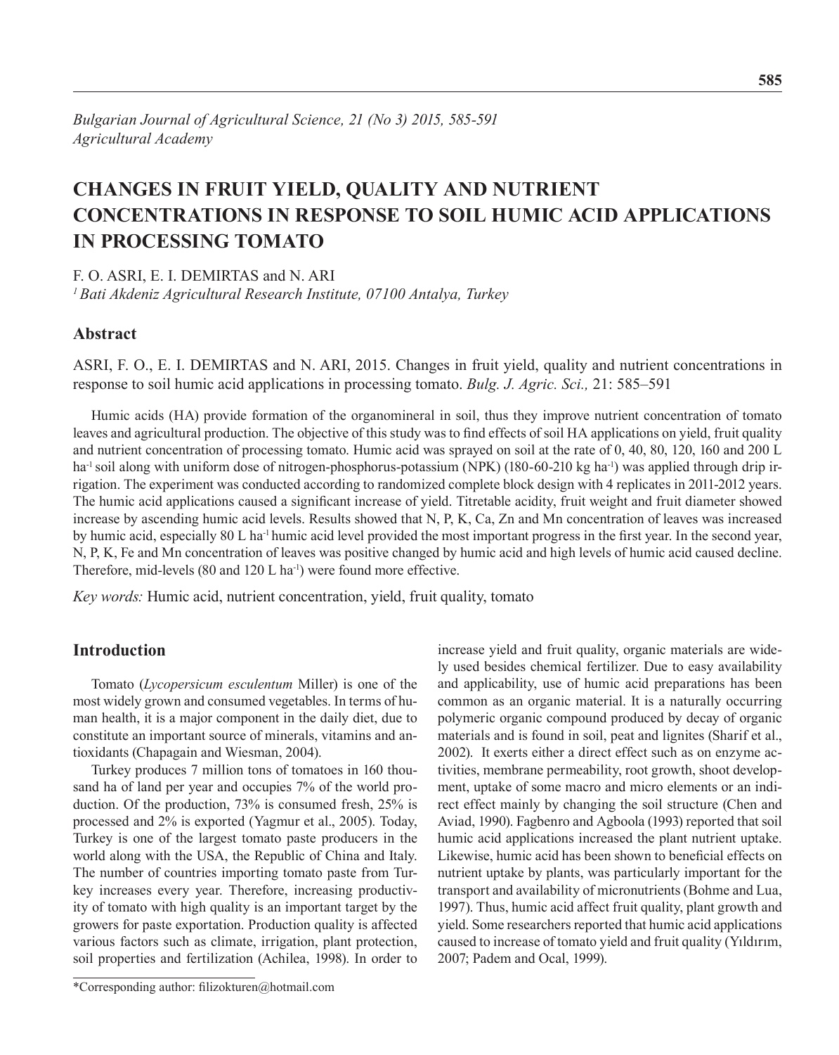*Bulgarian Journal of Agricultural Science, 21 (No 3) 2015, 585-591*
*Agricultural Academy*

# CHANGES IN FRUIT YIELD, QUALITY AND NUTRIENT CONCENTRATIONS IN RESPONSE TO SOIL HUMIC ACID APPLICATIONS IN PROCESSING TOMATO

F. O. ASRI, E. I. DEMIRTAS and N. ARI
*[1] Bati Akdeniz Agricultural Research Institute, 07100 Antalya, Turkey*

## Abstract

ASRI, F. O., E. I. DEMIRTAS and N. ARI, 2015. Changes in fruit yield, quality and nutrient concentrations in response to soil humic acid applications in processing tomato. *Bulg. J. Agric. Sci.,* 21: 585–591

Humic acids (HA) provide formation of the organomineral in soil, thus they improve nutrient concentration of tomato leaves and agricultural production. The objective of this study was to find effects of soil HA applications on yield, fruit quality and nutrient concentration of processing tomato. Humic acid was sprayed on soil at the rate of 0, 40, 80, 120, 160 and 200 L ha$^{-1}$ soil along with uniform dose of nitrogen-phosphorus-potassium (NPK) (180-60-210 kg ha$^{-1}$) was applied through drip irrigation. The experiment was conducted according to randomized complete block design with 4 replicates in 2011-2012 years. The humic acid applications caused a significant increase of yield. Titretable acidity, fruit weight and fruit diameter showed increase by ascending humic acid levels. Results showed that N, P, K, Ca, Zn and Mn concentration of leaves was increased by humic acid, especially 80 L ha$^{-1}$ humic acid level provided the most important progress in the first year. In the second year, N, P, K, Fe and Mn concentration of leaves was positive changed by humic acid and high levels of humic acid caused decline. Therefore, mid-levels (80 and 120 L ha$^{-1}$) were found more effective.

*Key words:* Humic acid, nutrient concentration, yield, fruit quality, tomato

## Introduction

Tomato (*Lycopersicum esculentum* Miller) is one of the most widely grown and consumed vegetables. In terms of human health, it is a major component in the daily diet, due to constitute an important source of minerals, vitamins and antioxidants (Chapagain and Wiesman, 2004).

Turkey produces 7 million tons of tomatoes in 160 thousand ha of land per year and occupies 7% of the world production. Of the production, 73% is consumed fresh, 25% is processed and 2% is exported (Yagmur et al., 2005). Today, Turkey is one of the largest tomato paste producers in the world along with the USA, the Republic of China and Italy. The number of countries importing tomato paste from Turkey increases every year. Therefore, increasing productivity of tomato with high quality is an important target by the growers for paste exportation. Production quality is affected various factors such as climate, irrigation, plant protection, soil properties and fertilization (Achilea, 1998). In order to increase yield and fruit quality, organic materials are widely used besides chemical fertilizer. Due to easy availability and applicability, use of humic acid preparations has been common as an organic material. It is a naturally occurring polymeric organic compound produced by decay of organic materials and is found in soil, peat and lignites (Sharif et al., 2002). It exerts either a direct effect such as on enzyme activities, membrane permeability, root growth, shoot development, uptake of some macro and micro elements or an indirect effect mainly by changing the soil structure (Chen and Aviad, 1990). Fagbenro and Agboola (1993) reported that soil humic acid applications increased the plant nutrient uptake. Likewise, humic acid has been shown to beneficial effects on nutrient uptake by plants, was particularly important for the transport and availability of micronutrients (Bohme and Lua, 1997). Thus, humic acid affect fruit quality, plant growth and yield. Some researchers reported that humic acid applications caused to increase of tomato yield and fruit quality (Yıldırım, 2007; Padem and Ocal, 1999).

*Corresponding author: filizokturen@hotmail.com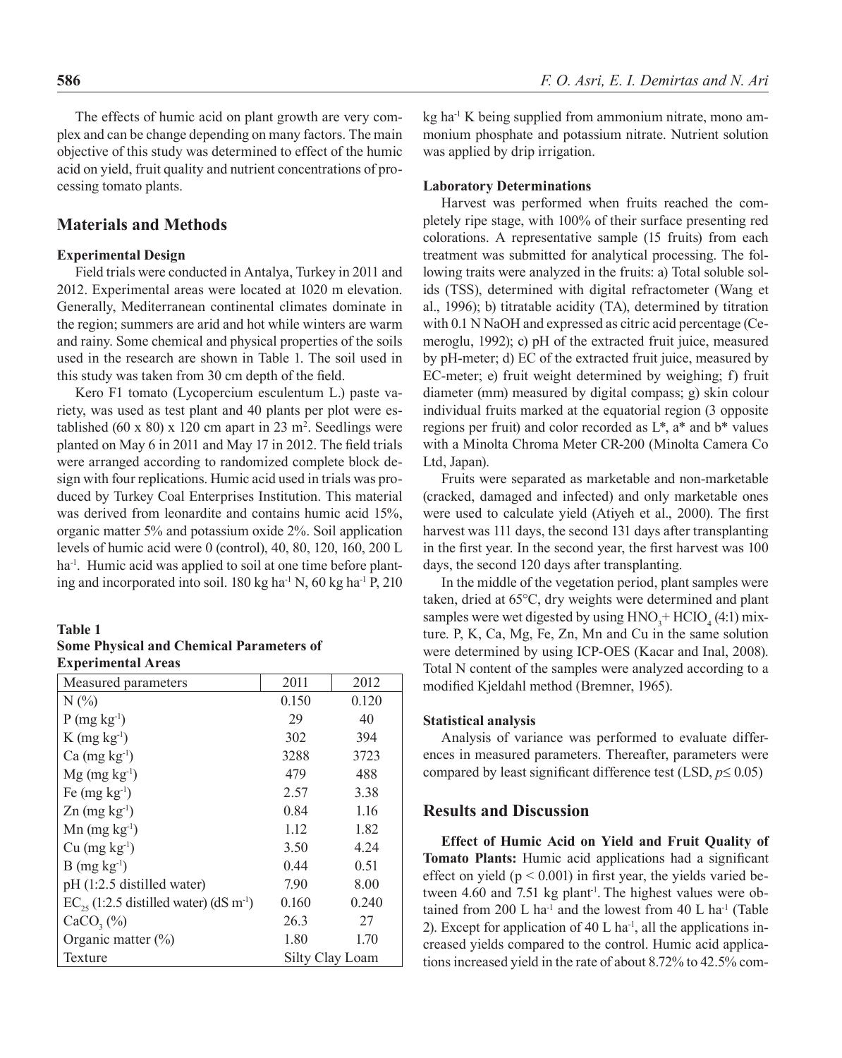The effects of humic acid on plant growth are very complex and can be change depending on many factors. The main objective of this study was determined to effect of the humic acid on yield, fruit quality and nutrient concentrations of processing tomato plants.

## Materials and Methods

### Experimental Design

Field trials were conducted in Antalya, Turkey in 2011 and 2012. Experimental areas were located at 1020 m elevation. Generally, Mediterranean continental climates dominate in the region; summers are arid and hot while winters are warm and rainy. Some chemical and physical properties of the soils used in the research are shown in Table 1. The soil used in this study was taken from 30 cm depth of the field.

Kero F1 tomato (Lycopercium esculentum L.) paste variety, was used as test plant and 40 plants per plot were established (60 x 80) x 120 cm apart in 23 $m^2$. Seedlings were planted on May 6 in 2011 and May 17 in 2012. The field trials were arranged according to randomized complete block design with four replications. Humic acid used in trials was produced by Turkey Coal Enterprises Institution. This material was derived from leonardite and contains humic acid 15%, organic matter 5% and potassium oxide 2%. Soil application levels of humic acid were 0 (control), 40, 80, 120, 160, 200 L $ha^{-1}$. Humic acid was applied to soil at one time before planting and incorporated into soil. 180 kg $ha^{-1}$ N, 60 kg $ha^{-1}$ P, 210 kg $ha^{-1}$ K being supplied from ammonium nitrate, mono ammonium phosphate and potassium nitrate. Nutrient solution was applied by drip irrigation.

**Table 1**
**Some Physical and Chemical Parameters of Experimental Areas**

| Measured parameters | 2011 | 2012 |
|---|---|---|
| N (%) | 0.150 | 0.120 |
| P (mg $kg^{-1}$) | 29 | 40 |
| K (mg $kg^{-1}$) | 302 | 394 |
| Ca (mg $kg^{-1}$) | 3288 | 3723 |
| Mg (mg $kg^{-1}$) | 479 | 488 |
| Fe (mg $kg^{-1}$) | 2.57 | 3.38 |
| Zn (mg $kg^{-1}$) | 0.84 | 1.16 |
| Mn (mg $kg^{-1}$) | 1.12 | 1.82 |
| Cu (mg $kg^{-1}$) | 3.50 | 4.24 |
| B (mg $kg^{-1}$) | 0.44 | 0.51 |
| pH (1:2.5 distilled water) | 7.90 | 8.00 |
| $EC_{25}$ (1:2.5 distilled water) (dS $m^{-1}$) | 0.160 | 0.240 |
| $CaCO_3$ (%) | 26.3 | 27 |
| Organic matter (%) | 1.80 | 1.70 |
| Texture | Silty Clay Loam | |

### Laboratory Determinations

Harvest was performed when fruits reached the completely ripe stage, with 100% of their surface presenting red colorations. A representative sample (15 fruits) from each treatment was submitted for analytical processing. The following traits were analyzed in the fruits: a) Total soluble solids (TSS), determined with digital refractometer (Wang et al., 1996); b) titratable acidity (TA), determined by titration with 0.1 N NaOH and expressed as citric acid percentage (Cemeroglu, 1992); c) pH of the extracted fruit juice, measured by pH-meter; d) EC of the extracted fruit juice, measured by EC-meter; e) fruit weight determined by weighing; f) fruit diameter (mm) measured by digital compass; g) skin colour individual fruits marked at the equatorial region (3 opposite regions per fruit) and color recorded as L*, a* and b* values with a Minolta Chroma Meter CR-200 (Minolta Camera Co Ltd, Japan).

Fruits were separated as marketable and non-marketable (cracked, damaged and infected) and only marketable ones were used to calculate yield (Atiyeh et al., 2000). The first harvest was 111 days, the second 131 days after transplanting in the first year. In the second year, the first harvest was 100 days, the second 120 days after transplanting.

In the middle of the vegetation period, plant samples were taken, dried at 65°C, dry weights were determined and plant samples were wet digested by using $HNO_3$+ $HClO_4$ (4:1) mixture. P, K, Ca, Mg, Fe, Zn, Mn and Cu in the same solution were determined by using ICP-OES (Kacar and Inal, 2008). Total N content of the samples were analyzed according to a modified Kjeldahl method (Bremner, 1965).

### Statistical analysis

Analysis of variance was performed to evaluate differences in measured parameters. Thereafter, parameters were compared by least significant difference test (LSD, $p \leq 0.05$)

## Results and Discussion

**Effect of Humic Acid on Yield and Fruit Quality of Tomato Plants:** Humic acid applications had a significant effect on yield ($p < 0.001$) in first year, the yields varied between 4.60 and 7.51 kg $plant^{-1}$. The highest values were obtained from 200 L $ha^{-1}$ and the lowest from 40 L $ha^{-1}$ (Table 2). Except for application of 40 L $ha^{-1}$, all the applications increased yields compared to the control. Humic acid applications increased yield in the rate of about 8.72% to 42.5% com-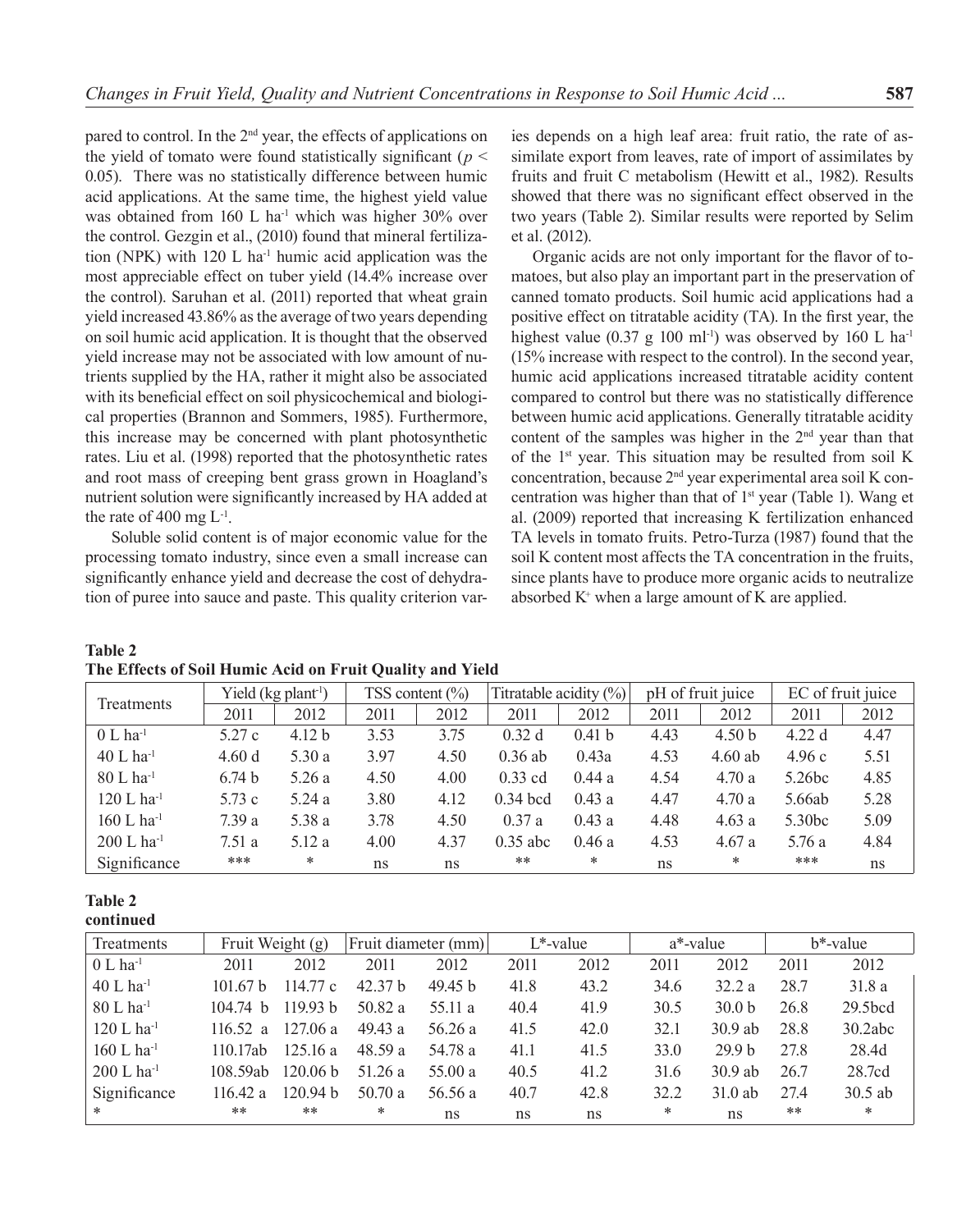pared to control. In the 2[nd] year, the effects of applications on the yield of tomato were found statistically significant ($p < 0.05$). There was no statistically difference between humic acid applications. At the same time, the highest yield value was obtained from 160 L ha$^{-1}$ which was higher 30% over the control. Gezgin et al., (2010) found that mineral fertilization (NPK) with 120 L ha$^{-1}$ humic acid application was the most appreciable effect on tuber yield (14.4% increase over the control). Saruhan et al. (2011) reported that wheat grain yield increased 43.86% as the average of two years depending on soil humic acid application. It is thought that the observed yield increase may not be associated with low amount of nutrients supplied by the HA, rather it might also be associated with its beneficial effect on soil physicochemical and biological properties (Brannon and Sommers, 1985). Furthermore, this increase may be concerned with plant photosynthetic rates. Liu et al. (1998) reported that the photosynthetic rates and root mass of creeping bent grass grown in Hoagland's nutrient solution were significantly increased by HA added at the rate of 400 mg L$^{-1}$.

Soluble solid content is of major economic value for the processing tomato industry, since even a small increase can significantly enhance yield and decrease the cost of dehydration of puree into sauce and paste. This quality criterion varies depends on a high leaf area: fruit ratio, the rate of assimilate export from leaves, rate of import of assimilates by fruits and fruit C metabolism (Hewitt et al., 1982). Results showed that there was no significant effect observed in the two years (Table 2). Similar results were reported by Selim et al. (2012).

Organic acids are not only important for the flavor of tomatoes, but also play an important part in the preservation of canned tomato products. Soil humic acid applications had a positive effect on titratable acidity (TA). In the first year, the highest value (0.37 g 100 ml$^{-1}$) was observed by 160 L ha$^{-1}$ (15% increase with respect to the control). In the second year, humic acid applications increased titratable acidity content compared to control but there was no statistically difference between humic acid applications. Generally titratable acidity content of the samples was higher in the 2[nd] year than that of the 1[st] year. This situation may be resulted from soil K concentration, because 2[nd] year experimental area soil K concentration was higher than that of 1[st] year (Table 1). Wang et al. (2009) reported that increasing K fertilization enhanced TA levels in tomato fruits. Petro-Turza (1987) found that the soil K content most affects the TA concentration in the fruits, since plants have to produce more organic acids to neutralize absorbed $K^{+}$ when a large amount of K are applied.

**Table 2**
**The Effects of Soil Humic Acid on Fruit Quality and Yield**

| Treatments | Yield (kg plant$^{-1}$) | | TSS content (%) | | Titratable acidity (%) | | pH of fruit juice | | EC of fruit juice | |
|---|---|---|---|---|---|---|---|---|---|---|
| | 2011 | 2012 | 2011 | 2012 | 2011 | 2012 | 2011 | 2012 | 2011 | 2012 |
| 0 L ha$^{-1}$ | 5.27 c | 4.12 b | 3.53 | 3.75 | 0.32 d | 0.41 b | 4.43 | 4.50 b | 4.22 d | 4.47 |
| 40 L ha$^{-1}$ | 4.60 d | 5.30 a | 3.97 | 4.50 | 0.36 ab | 0.43a | 4.53 | 4.60 ab | 4.96 c | 5.51 |
| 80 L ha$^{-1}$ | 6.74 b | 5.26 a | 4.50 | 4.00 | 0.33 cd | 0.44 a | 4.54 | 4.70 a | 5.26bc | 4.85 |
| 120 L ha$^{-1}$ | 5.73 c | 5.24 a | 3.80 | 4.12 | 0.34 bcd | 0.43 a | 4.47 | 4.70 a | 5.66ab | 5.28 |
| 160 L ha$^{-1}$ | 7.39 a | 5.38 a | 3.78 | 4.50 | 0.37 a | 0.43 a | 4.48 | 4.63 a | 5.30bc | 5.09 |
| 200 L ha$^{-1}$ | 7.51 a | 5.12 a | 4.00 | 4.37 | 0.35 abc | 0.46 a | 4.53 | 4.67 a | 5.76 a | 4.84 |
| Significance | *** | * | ns | ns | ** | * | ns | * | *** | ns |

**Table 2**
**continued**

| Treatments | Fruit Weight (g) | | Fruit diameter (mm) | | L*-value | | a*-value | | b*-value | |
|---|---|---|---|---|---|---|---|---|---|---|
| 0 L ha$^{-1}$ | 2011 | 2012 | 2011 | 2012 | 2011 | 2012 | 2011 | 2012 | 2011 | 2012 |
| 40 L ha$^{-1}$ | 101.67 b | 114.77 c | 42.37 b | 49.45 b | 41.8 | 43.2 | 34.6 | 32.2 a | 28.7 | 31.8 a |
| 80 L ha$^{-1}$ | 104.74 b | 119.93 b | 50.82 a | 55.11 a | 40.4 | 41.9 | 30.5 | 30.0 b | 26.8 | 29.5bcd |
| 120 L ha$^{-1}$ | 116.52 a | 127.06 a | 49.43 a | 56.26 a | 41.5 | 42.0 | 32.1 | 30.9 ab | 28.8 | 30.2abc |
| 160 L ha$^{-1}$ | 110.17ab | 125.16 a | 48.59 a | 54.78 a | 41.1 | 41.5 | 33.0 | 29.9 b | 27.8 | 28.4d |
| 200 L ha$^{-1}$ | 108.59ab | 120.06 b | 51.26 a | 55.00 a | 40.5 | 41.2 | 31.6 | 30.9 ab | 26.7 | 28.7cd |
| Significance | 116.42 a | 120.94 b | 50.70 a | 56.56 a | 40.7 | 42.8 | 32.2 | 31.0 ab | 27.4 | 30.5 ab |
| * | ** | ** | * | ns | ns | ns | * | ns | ** | * |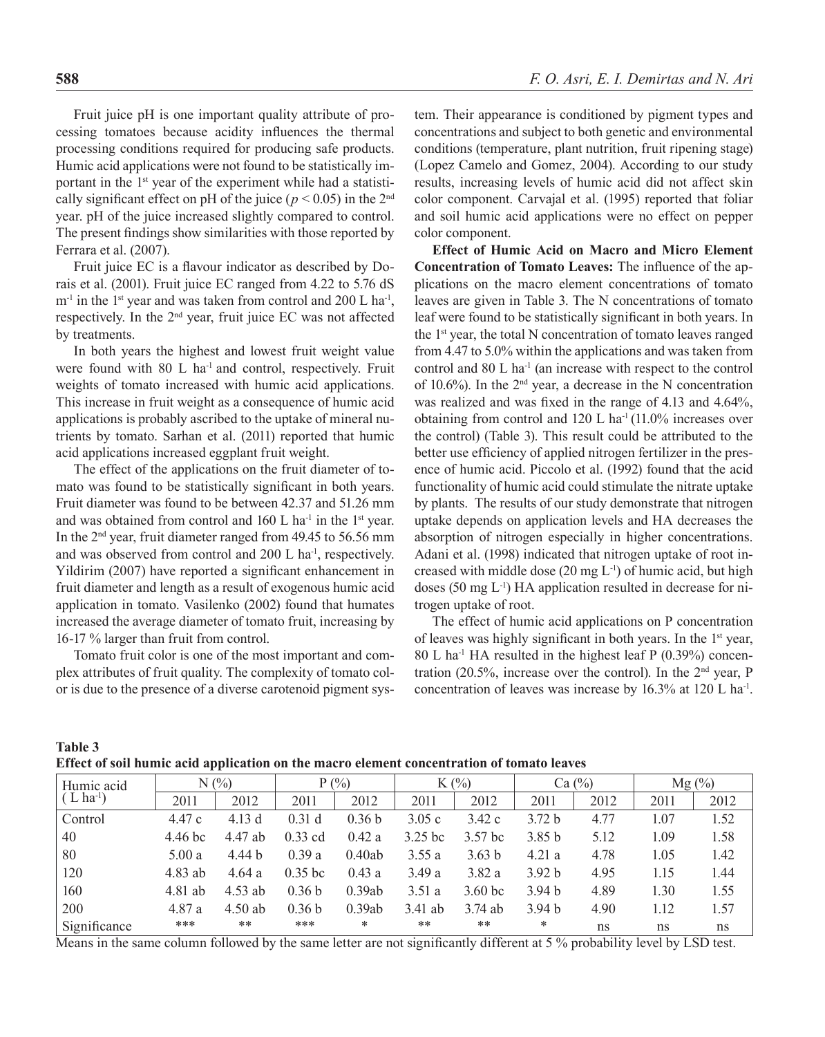Fruit juice pH is one important quality attribute of processing tomatoes because acidity influences the thermal processing conditions required for producing safe products. Humic acid applications were not found to be statistically important in the 1st year of the experiment while had a statistically significant effect on pH of the juice ($p < 0.05$) in the 2nd year. pH of the juice increased slightly compared to control. The present findings show similarities with those reported by Ferrara et al. (2007).

Fruit juice EC is a flavour indicator as described by Dorais et al. (2001). Fruit juice EC ranged from 4.22 to 5.76 dS $m^{-1}$ in the 1st year and was taken from control and 200 L $ha^{-1}$, respectively. In the 2nd year, fruit juice EC was not affected by treatments.

In both years the highest and lowest fruit weight value were found with 80 L $ha^{-1}$ and control, respectively. Fruit weights of tomato increased with humic acid applications. This increase in fruit weight as a consequence of humic acid applications is probably ascribed to the uptake of mineral nutrients by tomato. Sarhan et al. (2011) reported that humic acid applications increased eggplant fruit weight.

The effect of the applications on the fruit diameter of tomato was found to be statistically significant in both years. Fruit diameter was found to be between 42.37 and 51.26 mm and was obtained from control and 160 L $ha^{-1}$ in the 1st year. In the 2nd year, fruit diameter ranged from 49.45 to 56.56 mm and was observed from control and 200 L $ha^{-1}$, respectively. Yildirim (2007) have reported a significant enhancement in fruit diameter and length as a result of exogenous humic acid application in tomato. Vasilenko (2002) found that humates increased the average diameter of tomato fruit, increasing by 16-17 % larger than fruit from control.

Tomato fruit color is one of the most important and complex attributes of fruit quality. The complexity of tomato color is due to the presence of a diverse carotenoid pigment system. Their appearance is conditioned by pigment types and concentrations and subject to both genetic and environmental conditions (temperature, plant nutrition, fruit ripening stage) (Lopez Camelo and Gomez, 2004). According to our study results, increasing levels of humic acid did not affect skin color component. Carvajal et al. (1995) reported that foliar and soil humic acid applications were no effect on pepper color component.

**Effect of Humic Acid on Macro and Micro Element Concentration of Tomato Leaves:** The influence of the applications on the macro element concentrations of tomato leaves are given in Table 3. The N concentrations of tomato leaf were found to be statistically significant in both years. In the 1st year, the total N concentration of tomato leaves ranged from 4.47 to 5.0% within the applications and was taken from control and 80 L $ha^{-1}$ (an increase with respect to the control of 10.6%). In the 2nd year, a decrease in the N concentration was realized and was fixed in the range of 4.13 and 4.64%, obtaining from control and 120 L $ha^{-1}$ (11.0% increases over the control) (Table 3). This result could be attributed to the better use efficiency of applied nitrogen fertilizer in the presence of humic acid. Piccolo et al. (1992) found that the acid functionality of humic acid could stimulate the nitrate uptake by plants. The results of our study demonstrate that nitrogen uptake depends on application levels and HA decreases the absorption of nitrogen especially in higher concentrations. Adani et al. (1998) indicated that nitrogen uptake of root increased with middle dose (20 mg $L^{-1}$) of humic acid, but high doses (50 mg $L^{-1}$) HA application resulted in decrease for nitrogen uptake of root.

The effect of humic acid applications on P concentration of leaves was highly significant in both years. In the 1st year, 80 L $ha^{-1}$ HA resulted in the highest leaf P (0.39%) concentration (20.5%, increase over the control). In the 2nd year, P concentration of leaves was increase by 16.3% at 120 L $ha^{-1}$.

**Table 3**
**Effect of soil humic acid application on the macro element concentration of tomato leaves**

| Humic acid ( L $ha^{-1}$) | N (%) | | P (%) | | K (%) | | Ca (%) | | Mg (%) | |
|---|---|---|---|---|---|---|---|---|---|---|
| | 2011 | 2012 | 2011 | 2012 | 2011 | 2012 | 2011 | 2012 | 2011 | 2012 |
| Control | 4.47 c | 4.13 d | 0.31 d | 0.36 b | 3.05 c | 3.42 c | 3.72 b | 4.77 | 1.07 | 1.52 |
| 40 | 4.46 bc | 4.47 ab | 0.33 cd | 0.42 a | 3.25 bc | 3.57 bc | 3.85 b | 5.12 | 1.09 | 1.58 |
| 80 | 5.00 a | 4.44 b | 0.39 a | 0.40ab | 3.55 a | 3.63 b | 4.21 a | 4.78 | 1.05 | 1.42 |
| 120 | 4.83 ab | 4.64 a | 0.35 bc | 0.43 a | 3.49 a | 3.82 a | 3.92 b | 4.95 | 1.15 | 1.44 |
| 160 | 4.81 ab | 4.53 ab | 0.36 b | 0.39ab | 3.51 a | 3.60 bc | 3.94 b | 4.89 | 1.30 | 1.55 |
| 200 | 4.87 a | 4.50 ab | 0.36 b | 0.39ab | 3.41 ab | 3.74 ab | 3.94 b | 4.90 | 1.12 | 1.57 |
| Significance | *** | ** | *** | * | ** | ** | * | ns | ns | ns |

Means in the same column followed by the same letter are not significantly different at 5 % probability level by LSD test.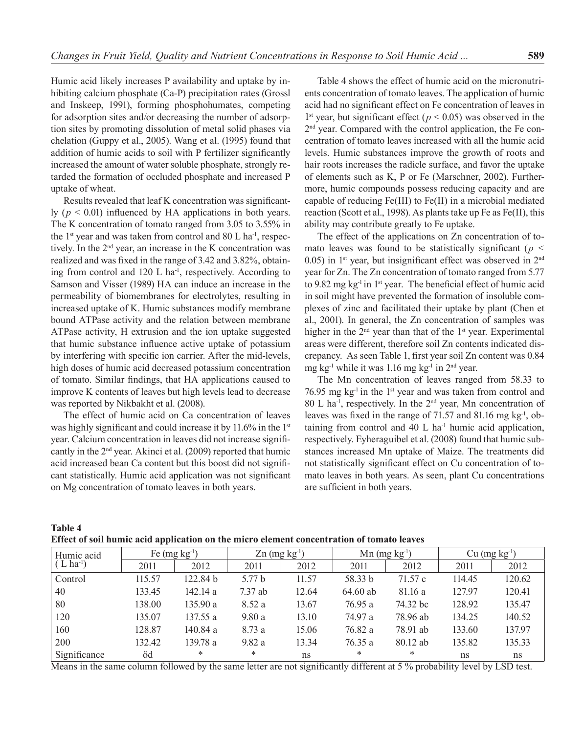Humic acid likely increases P availability and uptake by inhibiting calcium phosphate (Ca-P) precipitation rates (Grossl and Inskeep, 1991), forming phosphohumates, competing for adsorption sites and/or decreasing the number of adsorption sites by promoting dissolution of metal solid phases via chelation (Guppy et al., 2005). Wang et al. (1995) found that addition of humic acids to soil with P fertilizer significantly increased the amount of water soluble phosphate, strongly retarded the formation of occluded phosphate and increased P uptake of wheat.

Results revealed that leaf K concentration was significantly ($p < 0.01$) influenced by HA applications in both years. The K concentration of tomato ranged from 3.05 to 3.55% in the 1st year and was taken from control and 80 L ha$^{-1}$, respectively. In the 2nd year, an increase in the K concentration was realized and was fixed in the range of 3.42 and 3.82%, obtaining from control and 120 L ha$^{-1}$, respectively. According to Samson and Visser (1989) HA can induce an increase in the permeability of biomembranes for electrolytes, resulting in increased uptake of K. Humic substances modify membrane bound ATPase activity and the relation between membrane ATPase activity, H extrusion and the ion uptake suggested that humic substance influence active uptake of potassium by interfering with specific ion carrier. After the mid-levels, high doses of humic acid decreased potassium concentration of tomato. Similar findings, that HA applications caused to improve K contents of leaves but high levels lead to decrease was reported by Nikbakht et al. (2008).

The effect of humic acid on Ca concentration of leaves was highly significant and could increase it by 11.6% in the 1st year. Calcium concentration in leaves did not increase significantly in the 2nd year. Akinci et al. (2009) reported that humic acid increased bean Ca content but this boost did not significant statistically. Humic acid application was not significant on Mg concentration of tomato leaves in both years.

Table 4 shows the effect of humic acid on the micronutrients concentration of tomato leaves. The application of humic acid had no significant effect on Fe concentration of leaves in 1st year, but significant effect ($p < 0.05$) was observed in the 2nd year. Compared with the control application, the Fe concentration of tomato leaves increased with all the humic acid levels. Humic substances improve the growth of roots and hair roots increases the radicle surface, and favor the uptake of elements such as K, P or Fe (Marschner, 2002). Furthermore, humic compounds possess reducing capacity and are capable of reducing Fe(III) to Fe(II) in a microbial mediated reaction (Scott et al., 1998). As plants take up Fe as Fe(II), this ability may contribute greatly to Fe uptake.

The effect of the applications on Zn concentration of tomato leaves was found to be statistically significant ($p < 0.05$) in 1st year, but insignificant effect was observed in 2nd year for Zn. The Zn concentration of tomato ranged from 5.77 to 9.82 mg kg$^{-1}$ in 1st year. The beneficial effect of humic acid in soil might have prevented the formation of insoluble complexes of zinc and facilitated their uptake by plant (Chen et al., 2001). In general, the Zn concentration of samples was higher in the 2nd year than that of the 1st year. Experimental areas were different, therefore soil Zn contents indicated discrepancy. As seen Table 1, first year soil Zn content was 0.84 mg kg$^{-1}$ while it was 1.16 mg kg$^{-1}$ in 2nd year.

The Mn concentration of leaves ranged from 58.33 to 76.95 mg kg$^{-1}$ in the 1st year and was taken from control and 80 L ha$^{-1}$, respectively. In the 2nd year, Mn concentration of leaves was fixed in the range of 71.57 and 81.16 mg kg$^{-1}$, obtaining from control and 40 L ha$^{-1}$ humic acid application, respectively. Eyheraguibel et al. (2008) found that humic substances increased Mn uptake of Maize. The treatments did not statistically significant effect on Cu concentration of tomato leaves in both years. As seen, plant Cu concentrations are sufficient in both years.

**Table 4**
**Effect of soil humic acid application on the micro element concentration of tomato leaves**

| Humic acid (L ha$^{-1}$) | Fe (mg kg$^{-1}$) | | Zn (mg kg$^{-1}$) | | Mn (mg kg$^{-1}$) | | Cu (mg kg$^{-1}$) | |
|---|---|---|---|---|---|---|---|---|
| | 2011 | 2012 | 2011 | 2012 | 2011 | 2012 | 2011 | 2012 |
| Control | 115.57 | 122.84 b | 5.77 b | 11.57 | 58.33 b | 71.57 c | 114.45 | 120.62 |
| 40 | 133.45 | 142.14 a | 7.37 ab | 12.64 | 64.60 ab | 81.16 a | 127.97 | 120.41 |
| 80 | 138.00 | 135.90 a | 8.52 a | 13.67 | 76.95 a | 74.32 bc | 128.92 | 135.47 |
| 120 | 135.07 | 137.55 a | 9.80 a | 13.10 | 74.97 a | 78.96 ab | 134.25 | 140.52 |
| 160 | 128.87 | 140.84 a | 8.73 a | 15.06 | 76.82 a | 78.91 ab | 133.60 | 137.97 |
| 200 | 132.42 | 139.78 a | 9.82 a | 13.34 | 76.35 a | 80.12 ab | 135.82 | 135.33 |
| Significance | öd | * | * | ns | * | * | ns | ns |

Means in the same column followed by the same letter are not significantly different at 5 % probability level by LSD test.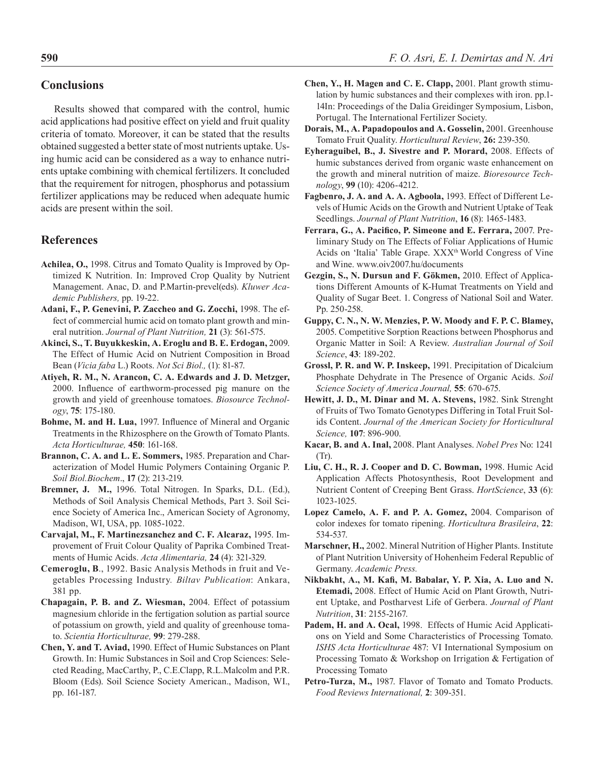## Conclusions

Results showed that compared with the control, humic acid applications had positive effect on yield and fruit quality criteria of tomato. Moreover, it can be stated that the results obtained suggested a better state of most nutrients uptake. Using humic acid can be considered as a way to enhance nutrients uptake combining with chemical fertilizers. It concluded that the requirement for nitrogen, phosphorus and potassium fertilizer applications may be reduced when adequate humic acids are present within the soil.

## References

**Achilea, O.,** 1998. Citrus and Tomato Quality is Improved by Optimized K Nutrition. In: Improved Crop Quality by Nutrient Management. Anac, D. and P.Martin-prevel(eds). *Kluwer Academic Publishers,* pp. 19-22.

**Adani, F., P. Genevini, P. Zaccheo and G. Zocchi,** 1998. The effect of commercial humic acid on tomato plant growth and mineral nutrition. *Journal of Plant Nutrition,* **21** (3): 561-575.

**Akinci, S., T. Buyukkeskin, A. Eroglu and B. E. Erdogan,** 2009. The Effect of Humic Acid on Nutrient Composition in Broad Bean (*Vicia faba* L.) Roots. *Not Sci Biol.,* (1): 81-87.

**Atiyeh, R. M., N. Arancon, C. A. Edwards and J. D. Metzger,** 2000. Influence of earthworm-processed pig manure on the growth and yield of greenhouse tomatoes. *Biosource Technology*, **75**: 175-180.

**Bohme, M. and H. Lua,** 1997. Influence of Mineral and Organic Treatments in the Rhizosphere on the Growth of Tomato Plants. *Acta Horticulturae,* **450**: 161-168.

**Brannon, C. A. and L. E. Sommers,** 1985. Preparation and Characterization of Model Humic Polymers Containing Organic P. *Soil Biol.Biochem*., **17** (2): 213-219.

**Bremner, J. M.,** 1996. Total Nitrogen. In Sparks, D.L. (Ed.), Methods of Soil Analysis Chemical Methods, Part 3. Soil Science Society of America Inc., American Society of Agronomy, Madison, WI, USA, pp. 1085-1022.

**Carvajal, M., F. Martinezsanchez and C. F. Alcaraz,** 1995. Improvement of Fruit Colour Quality of Paprika Combined Treatments of Humic Acids. *Acta Alimentaria,* **24** (4): 321-329.

**Cemeroglu, B**., 1992. Basic Analysis Methods in fruit and Vegetables Processing Industry. *Biltav Publication*: Ankara, 381 pp.

**Chapagain, P. B. and Z. Wiesman,** 2004. Effect of potassium magnesium chloride in the fertigation solution as partial source of potassium on growth, yield and quality of greenhouse tomato. *Scientia Horticulturae,* **99**: 279-288.

**Chen, Y. and T. Aviad,** 1990. Effect of Humic Substances on Plant Growth. In: Humic Substances in Soil and Crop Sciences: Selected Reading, MacCarthy, P., C.E.Clapp, R.L.Malcolm and P.R. Bloom (Eds). Soil Science Society American., Madison, WI., pp. 161-187.

**Chen, Y., H. Magen and C. E. Clapp,** 2001. Plant growth stimulation by humic substances and their complexes with iron. pp.1-14In: Proceedings of the Dalia Greidinger Symposium, Lisbon, Portugal. The International Fertilizer Society.

**Dorais, M., A. Papadopoulos and A. Gosselin,** 2001. Greenhouse Tomato Fruit Quality. *Horticultural Review*, **26:** 239-350.

**Eyheraguibel, B., J. Sivestre and P. Morard,** 2008. Effects of humic substances derived from organic waste enhancement on the growth and mineral nutrition of maize. *Bioresource Technology*, **99** (10): 4206-4212.

**Fagbenro, J. A. and A. A. Agboola,** 1993. Effect of Different Levels of Humic Acids on the Growth and Nutrient Uptake of Teak Seedlings. *Journal of Plant Nutrition*, **16** (8): 1465-1483.

**Ferrara, G., A. Pacifico, P. Simeone and E. Ferrara,** 2007. Preliminary Study on The Effects of Foliar Applications of Humic Acids on 'Italia' Table Grape. XXX$^{th}$ World Congress of Vine and Wine. www.oiv2007.hu/documents

**Gezgin, S., N. Dursun and F. Gökmen,** 2010. Effect of Applications Different Amounts of K-Humat Treatments on Yield and Quality of Sugar Beet. 1. Congress of National Soil and Water. Pp. 250-258.

**Guppy, C. N., N. W. Menzies, P. W. Moody and F. P. C. Blamey,** 2005. Competitive Sorption Reactions between Phosphorus and Organic Matter in Soil: A Review. *Australian Journal of Soil Science*, **43**: 189-202.

**Grossl, P. R. and W. P. Inskeep,** 1991. Precipitation of Dicalcium Phosphate Dehydrate in The Presence of Organic Acids. *Soil Science Society of America Journal,* **55**: 670-675.

**Hewitt, J. D., M. Dinar and M. A. Stevens,** 1982. Sink Strenght of Fruits of Two Tomato Genotypes Differing in Total Fruit Solids Content. *Journal of the American Society for Horticultural Science,* **107**: 896-900.

**Kacar, B. and A. Inal,** 2008. Plant Analyses. *Nobel Pres* No: 1241 (Tr).

**Liu, C. H., R. J. Cooper and D. C. Bowman,** 1998. Humic Acid Application Affects Photosynthesis, Root Development and Nutrient Content of Creeping Bent Grass. *HortScience*, **33** (6): 1023-1025.

**Lopez Camelo, A. F. and P. A. Gomez,** 2004. Comparison of color indexes for tomato ripening. *Horticultura Brasileira*, **22**: 534-537.

**Marschner, H.,** 2002. Mineral Nutrition of Higher Plants. Institute of Plant Nutrition University of Hohenheim Federal Republic of Germany. *Academic Press.*

**Nikbakht, A., M. Kafi, M. Babalar, Y. P. Xia, A. Luo and N. Etemadi,** 2008. Effect of Humic Acid on Plant Growth, Nutrient Uptake, and Postharvest Life of Gerbera. *Journal of Plant Nutrition*, **31**: 2155-2167.

**Padem, H. and A. Ocal,** 1998. Effects of Humic Acid Applications on Yield and Some Characteristics of Processing Tomato. *ISHS Acta Horticulturae* 487: VI International Symposium on Processing Tomato & Workshop on Irrigation & Fertigation of Processing Tomato

**Petro-Turza, M.,** 1987. Flavor of Tomato and Tomato Products. *Food Reviews International,* **2**: 309-351.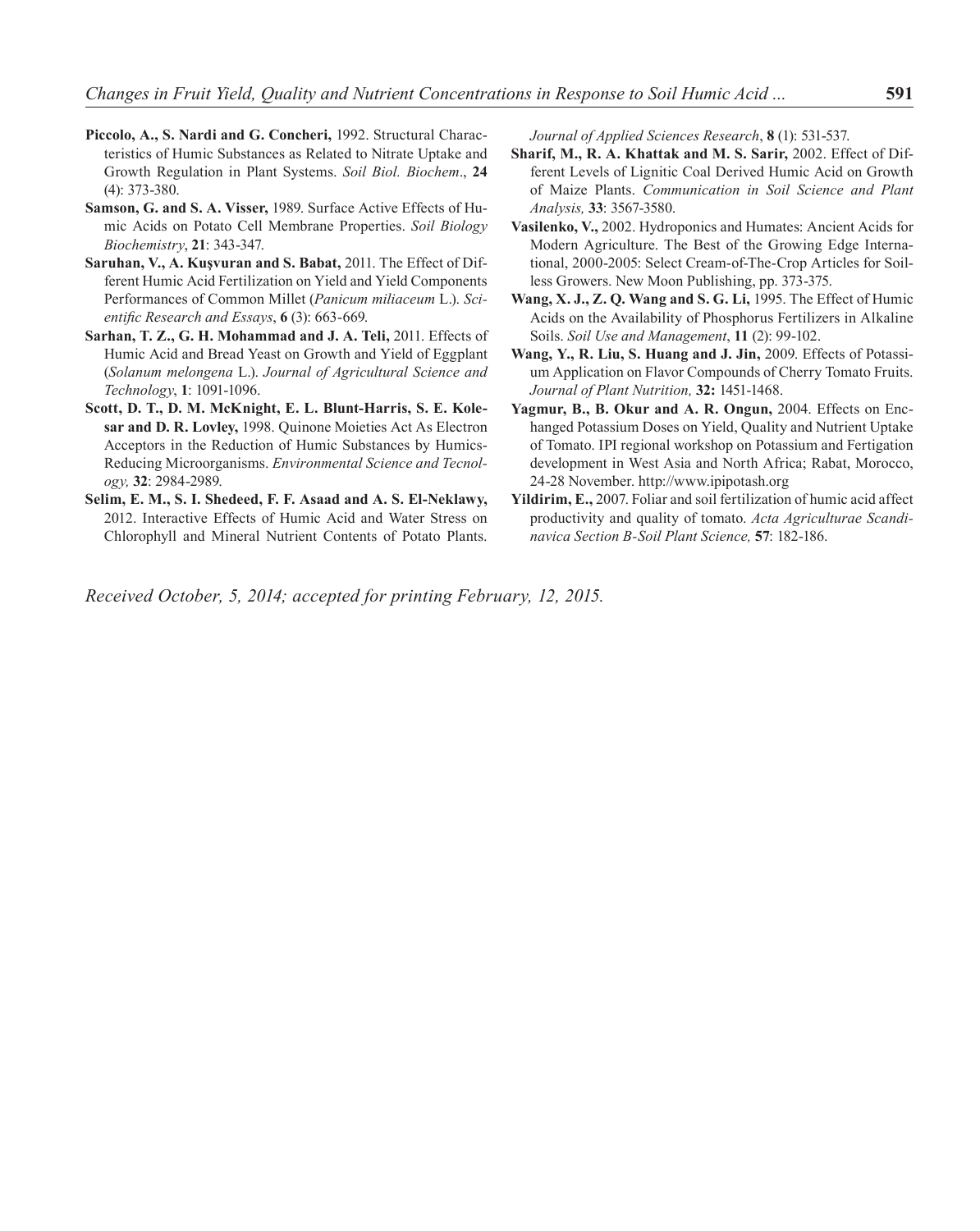**Piccolo, A., S. Nardi and G. Concheri,** 1992. Structural Characteristics of Humic Substances as Related to Nitrate Uptake and Growth Regulation in Plant Systems. *Soil Biol. Biochem*., **24** (4): 373-380.

**Samson, G. and S. A. Visser,** 1989. Surface Active Effects of Humic Acids on Potato Cell Membrane Properties. *Soil Biology Biochemistry*, **21**: 343-347.

**Saruhan, V., A. Kuşvuran and S. Babat,** 2011. The Effect of Different Humic Acid Fertilization on Yield and Yield Components Performances of Common Millet (*Panicum miliaceum* L.). *Scientific Research and Essays*, **6** (3): 663-669.

**Sarhan, T. Z., G. H. Mohammad and J. A. Teli,** 2011. Effects of Humic Acid and Bread Yeast on Growth and Yield of Eggplant (*Solanum melongena* L.). *Journal of Agricultural Science and Technology*, **1**: 1091-1096.

**Scott, D. T., D. M. McKnight, E. L. Blunt-Harris, S. E. Kolesar and D. R. Lovley,** 1998. Quinone Moieties Act As Electron Acceptors in the Reduction of Humic Substances by Humics-Reducing Microorganisms. *Environmental Science and Tecnology,* **32**: 2984-2989.

**Selim, E. M., S. I. Shedeed, F. F. Asaad and A. S. El-Neklawy,** 2012. Interactive Effects of Humic Acid and Water Stress on Chlorophyll and Mineral Nutrient Contents of Potato Plants. *Journal of Applied Sciences Research*, **8** (1): 531-537.

**Sharif, M., R. A. Khattak and M. S. Sarir,** 2002. Effect of Different Levels of Lignitic Coal Derived Humic Acid on Growth of Maize Plants. *Communication in Soil Science and Plant Analysis,* **33**: 3567-3580.

**Vasilenko, V.,** 2002. Hydroponics and Humates: Ancient Acids for Modern Agriculture. The Best of the Growing Edge International, 2000-2005: Select Cream-of-The-Crop Articles for Soilless Growers. New Moon Publishing, pp. 373-375.

**Wang, X. J., Z. Q. Wang and S. G. Li,** 1995. The Effect of Humic Acids on the Availability of Phosphorus Fertilizers in Alkaline Soils. *Soil Use and Management*, **11** (2): 99-102.

**Wang, Y., R. Liu, S. Huang and J. Jin,** 2009. Effects of Potassium Application on Flavor Compounds of Cherry Tomato Fruits. *Journal of Plant Nutrition,* **32:** 1451-1468.

**Yagmur, B., B. Okur and A. R. Ongun,** 2004. Effects on Enchanged Potassium Doses on Yield, Quality and Nutrient Uptake of Tomato. IPI regional workshop on Potassium and Fertigation development in West Asia and North Africa; Rabat, Morocco, 24-28 November. http://www.ipipotash.org

**Yildirim, E.,** 2007. Foliar and soil fertilization of humic acid affect productivity and quality of tomato. *Acta Agriculturae Scandinavica Section B-Soil Plant Science,* **57**: 182-186.

*Received October, 5, 2014; accepted for printing February, 12, 2015.*